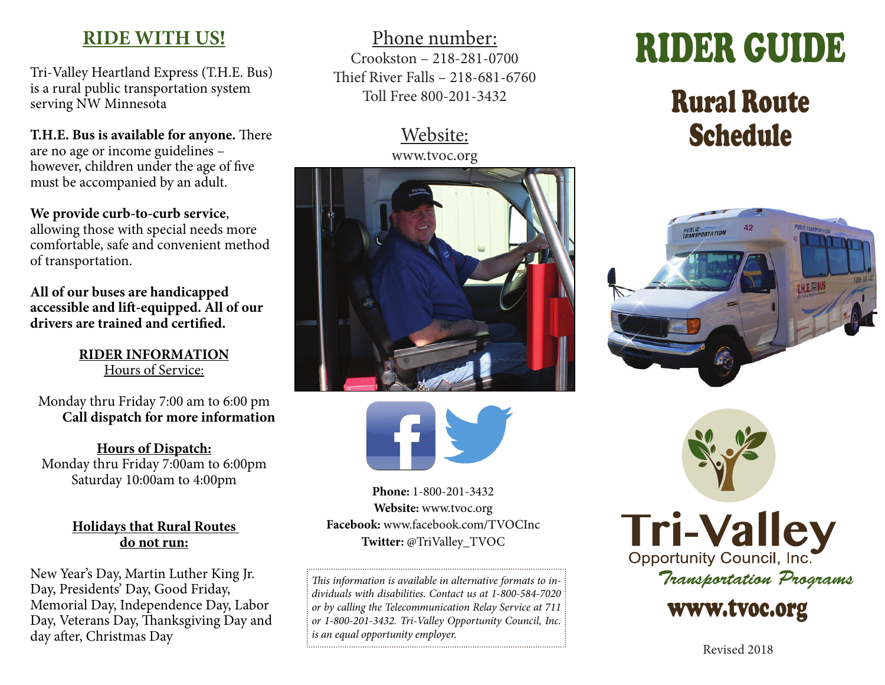## RIDE WITH US!

Tri-Valley Heartland Express (T.H.E. Bus) is a rural public transportation system serving NW Minnesota

**T.H.E. Bus is available for anyone.** There are no age or income guidelines – however, children under the age of five must be accompanied by an adult.

**We provide curb-to-curb service**, allowing those with special needs more comfortable, safe and convenient method of transportation.

**All of our buses are handicapped accessible and lift-equipped. All of our drivers are trained and certified.**

### RIDER INFORMATION

Hours of Service:

Monday thru Friday 7:00 am to 6:00 pm
**Call dispatch for more information**

**Hours of Dispatch:**
Monday thru Friday 7:00am to 6:00pm
Saturday 10:00am to 4:00pm

**Holidays that Rural Routes do not run:**

New Year's Day, Martin Luther King Jr. Day, Presidents' Day, Good Friday, Memorial Day, Independence Day, Labor Day, Veterans Day, Thanksgiving Day and day after, Christmas Day

Phone number:
Crookston – 218-281-0700
Thief River Falls – 218-681-6760
Toll Free 800-201-3432

Website:
www.tvoc.org

**Phone:** 1-800-201-3432
**Website:** www.tvoc.org
**Facebook:** www.facebook.com/TVOCInc
**Twitter:** @TriValley_TVOC

*This information is available in alternative formats to individuals with disabilities. Contact us at 1-800-584-7020 or by calling the Telecommunication Relay Service at 711 or 1-800-201-3432. Tri-Valley Opportunity Council, Inc. is an equal opportunity employer.*

# RIDER GUIDE

## Rural Route Schedule

Tri-Valley
Opportunity Council, Inc.
*Transportation Programs*

**www.tvoc.org**

Revised 2018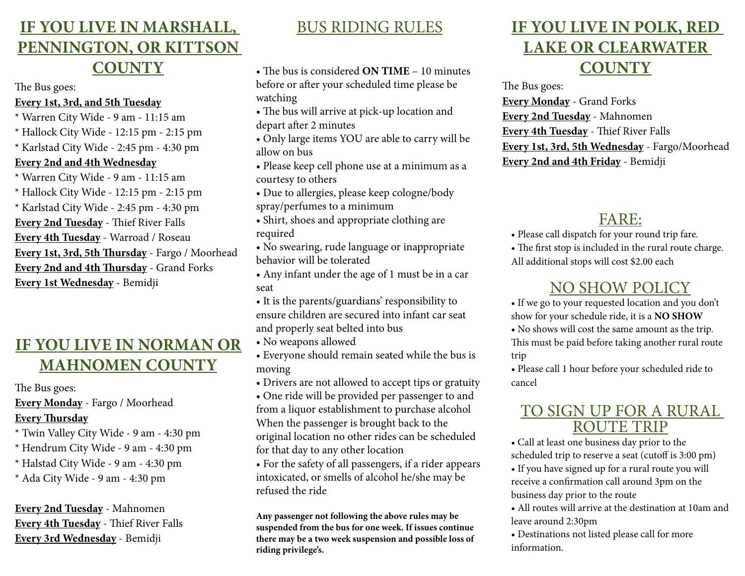## IF YOU LIVE IN MARSHALL, PENNINGTON, OR KITTSON COUNTY

The Bus goes:

**Every 1st, 3rd, and 5th Tuesday**

* Warren City Wide - 9 am - 11:15 am
* Hallock City Wide - 12:15 pm - 2:15 pm
* Karlstad City Wide - 2:45 pm - 4:30 pm

**Every 2nd and 4th Wednesday**

* Warren City Wide - 9 am - 11:15 am
* Hallock City Wide - 12:15 pm - 2:15 pm
* Karlstad City Wide - 2:45 pm - 4:30 pm

**Every 2nd Tuesday** - Thief River Falls
**Every 4th Tuesday** - Warroad / Roseau
**Every 1st, 3rd, 5th Thursday** - Fargo / Moorhead
**Every 2nd and 4th Thursday** - Grand Forks
**Every 1st Wednesday** - Bemidji

## IF YOU LIVE IN NORMAN OR MAHNOMEN COUNTY

The Bus goes:

**Every Monday** - Fargo / Moorhead
**Every Thursday**

* Twin Valley City Wide - 9 am - 4:30 pm
* Hendrum City Wide - 9 am - 4:30 pm
* Halstad City Wide - 9 am - 4:30 pm
* Ada City Wide - 9 am - 4:30 pm

**Every 2nd Tuesday** - Mahnomen
**Every 4th Tuesday** - Thief River Falls
**Every 3rd Wednesday** - Bemidji

## BUS RIDING RULES

- The bus is considered **ON TIME** – 10 minutes before or after your scheduled time please be watching
- The bus will arrive at pick-up location and depart after 2 minutes
- Only large items YOU are able to carry will be allow on bus
- Please keep cell phone use at a minimum as a courtesy to others
- Due to allergies, please keep cologne/body spray/perfumes to a minimum
- Shirt, shoes and appropriate clothing are required
- No swearing, rude language or inappropriate behavior will be tolerated
- Any infant under the age of 1 must be in a car seat
- It is the parents/guardians' responsibility to ensure children are secured into infant car seat and properly seat belted into bus
- No weapons allowed
- Everyone should remain seated while the bus is moving
- Drivers are not allowed to accept tips or gratuity
- One ride will be provided per passenger to and from a liquor establishment to purchase alcohol When the passenger is brought back to the original location no other rides can be scheduled for that day to any other location
- For the safety of all passengers, if a rider appears intoxicated, or smells of alcohol he/she may be refused the ride

**Any passenger not following the above rules may be suspended from the bus for one week. If issues continue there may be a two week suspension and possible loss of riding privilege's.**

## IF YOU LIVE IN POLK, RED LAKE OR CLEARWATER COUNTY

The Bus goes:

**Every Monday** - Grand Forks
**Every 2nd Tuesday** - Mahnomen
**Every 4th Tuesday** - Thief River Falls
**Every 1st, 3rd, 5th Wednesday** - Fargo/Moorhead
**Every 2nd and 4th Friday** - Bemidji

## FARE:

- Please call dispatch for your round trip fare.
- The first stop is included in the rural route charge. All additional stops will cost $2.00 each

## NO SHOW POLICY

- If we go to your requested location and you don't show for your schedule ride, it is a **NO SHOW**
- No shows will cost the same amount as the trip. This must be paid before taking another rural route trip
- Please call 1 hour before your scheduled ride to cancel

## TO SIGN UP FOR A RURAL ROUTE TRIP

- Call at least one business day prior to the scheduled trip to reserve a seat (cutoff is 3:00 pm)
- If you have signed up for a rural route you will receive a confirmation call around 3pm on the business day prior to the route
- All routes will arrive at the destination at 10am and leave around 2:30pm
- Destinations not listed please call for more information.